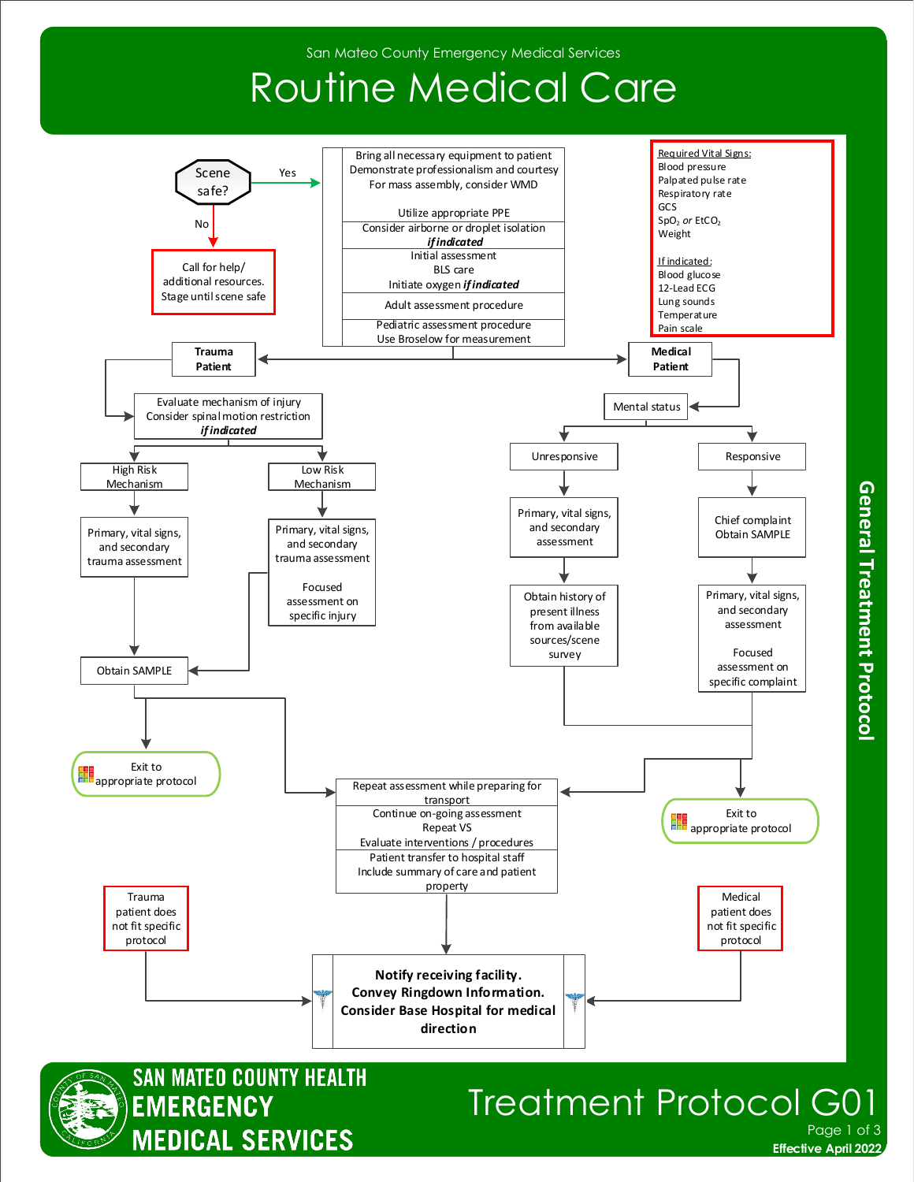San Mateo County Emergency Medical Services

# Routine Medical Care

## General Treatment Protocol

**Scene safe?**

- **No** → Call for help/ additional resources. Stage until scene safe
- **Yes** →
  - Bring all necessary equipment to patient
  - Demonstrate professionalism and courtesy
  - For mass assembly, consider WMD
  - Utilize appropriate PPE
  - Consider airborne or droplet isolation ***if indicated***
  - Initial assessment
  - BLS care
  - Initiate oxygen ***if indicated***
  - Adult assessment procedure
  - Pediatric assessment procedure
  - Use Broselow for measurement

**Required Vital Signs:**
- Blood pressure
- Palpated pulse rate
- Respiratory rate
- GCS
- $SpO_2$ *or* $EtCO_2$
- Weight

**If indicated:**
- Blood glucose
- 12-Lead ECG
- Lung sounds
- Temperature
- Pain scale

### Trauma Patient

- Evaluate mechanism of injury
- Consider spinal motion restriction ***if indicated***

**High Risk Mechanism**
- Primary, vital signs, and secondary trauma assessment
- Obtain SAMPLE

**Low Risk Mechanism**
- Primary, vital signs, and secondary trauma assessment
- Focused assessment on specific injury
- Obtain SAMPLE

From Obtain SAMPLE → Exit to appropriate protocol, or → Repeat assessment while preparing for transport

### Medical Patient

Mental status

**Unresponsive**
- Primary, vital signs, and secondary assessment
- Obtain history of present illness from available sources/scene survey

**Responsive**
- Chief complaint
- Obtain SAMPLE
- Primary, vital signs, and secondary assessment
- Focused assessment on specific complaint

→ Exit to appropriate protocol, or → Repeat assessment while preparing for transport

### Ongoing Care

- Repeat assessment while preparing for transport
- Continue on-going assessment
- Repeat VS
- Evaluate interventions / procedures
- Patient transfer to hospital staff
- Include summary of care and patient property

Trauma patient does not fit specific protocol → **Notify receiving facility.**

Medical patient does not fit specific protocol → **Notify receiving facility.**

**Notify receiving facility. Convey Ringdown Information. Consider Base Hospital for medical direction**

SAN MATEO COUNTY HEALTH EMERGENCY MEDICAL SERVICES

Treatment Protocol G01

Effective April 2022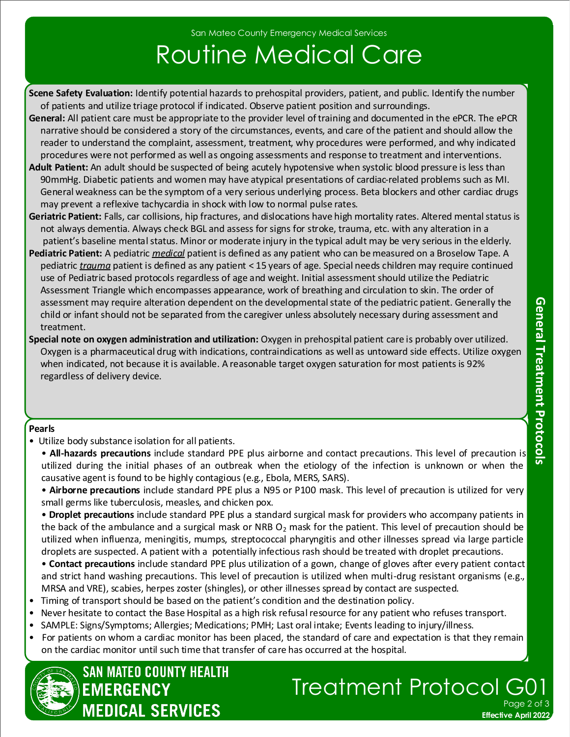San Mateo County Emergency Medical Services

# Routine Medical Care

**Scene Safety Evaluation:** Identify potential hazards to prehospital providers, patient, and public. Identify the number of patients and utilize triage protocol if indicated. Observe patient position and surroundings.

**General:** All patient care must be appropriate to the provider level of training and documented in the ePCR. The ePCR narrative should be considered a story of the circumstances, events, and care of the patient and should allow the reader to understand the complaint, assessment, treatment, why procedures were performed, and why indicated procedures were not performed as well as ongoing assessments and response to treatment and interventions.

**Adult Patient:** An adult should be suspected of being acutely hypotensive when systolic blood pressure is less than 90mmHg. Diabetic patients and women may have atypical presentations of cardiac-related problems such as MI. General weakness can be the symptom of a very serious underlying process. Beta blockers and other cardiac drugs may prevent a reflexive tachycardia in shock with low to normal pulse rates.

**Geriatric Patient:** Falls, car collisions, hip fractures, and dislocations have high mortality rates. Altered mental status is not always dementia. Always check BGL and assess for signs for stroke, trauma, etc. with any alteration in a patient's baseline mental status. Minor or moderate injury in the typical adult may be very serious in the elderly.

**Pediatric Patient:** A pediatric ***medical*** patient is defined as any patient who can be measured on a Broselow Tape. A pediatric ***trauma*** patient is defined as any patient < 15 years of age. Special needs children may require continued use of Pediatric based protocols regardless of age and weight. Initial assessment should utilize the Pediatric Assessment Triangle which encompasses appearance, work of breathing and circulation to skin. The order of assessment may require alteration dependent on the developmental state of the pediatric patient. Generally the child or infant should not be separated from the caregiver unless absolutely necessary during assessment and treatment.

**Special note on oxygen administration and utilization:** Oxygen in prehospital patient care is probably over utilized. Oxygen is a pharmaceutical drug with indications, contraindications as well as untoward side effects. Utilize oxygen when indicated, not because it is available. A reasonable target oxygen saturation for most patients is 92% regardless of delivery device.

**Pearls**

- Utilize body substance isolation for all patients.
  - **All-hazards precautions** include standard PPE plus airborne and contact precautions. This level of precaution is utilized during the initial phases of an outbreak when the etiology of the infection is unknown or when the causative agent is found to be highly contagious (e.g., Ebola, MERS, SARS).
  - **Airborne precautions** include standard PPE plus a N95 or P100 mask. This level of precaution is utilized for very small germs like tuberculosis, measles, and chicken pox.
  - **Droplet precautions** include standard PPE plus a standard surgical mask for providers who accompany patients in the back of the ambulance and a surgical mask or NRB $O_2$ mask for the patient. This level of precaution should be utilized when influenza, meningitis, mumps, streptococcal pharyngitis and other illnesses spread via large particle droplets are suspected. A patient with a potentially infectious rash should be treated with droplet precautions.
  - **Contact precautions** include standard PPE plus utilization of a gown, change of gloves after every patient contact and strict hand washing precautions. This level of precaution is utilized when multi-drug resistant organisms (e.g., MRSA and VRE), scabies, herpes zoster (shingles), or other illnesses spread by contact are suspected.
- Timing of transport should be based on the patient's condition and the destination policy.
- Never hesitate to contact the Base Hospital as a high risk refusal resource for any patient who refuses transport.
- SAMPLE: Signs/Symptoms; Allergies; Medications; PMH; Last oral intake; Events leading to injury/illness.
- For patients on whom a cardiac monitor has been placed, the standard of care and expectation is that they remain on the cardiac monitor until such time that transfer of care has occurred at the hospital.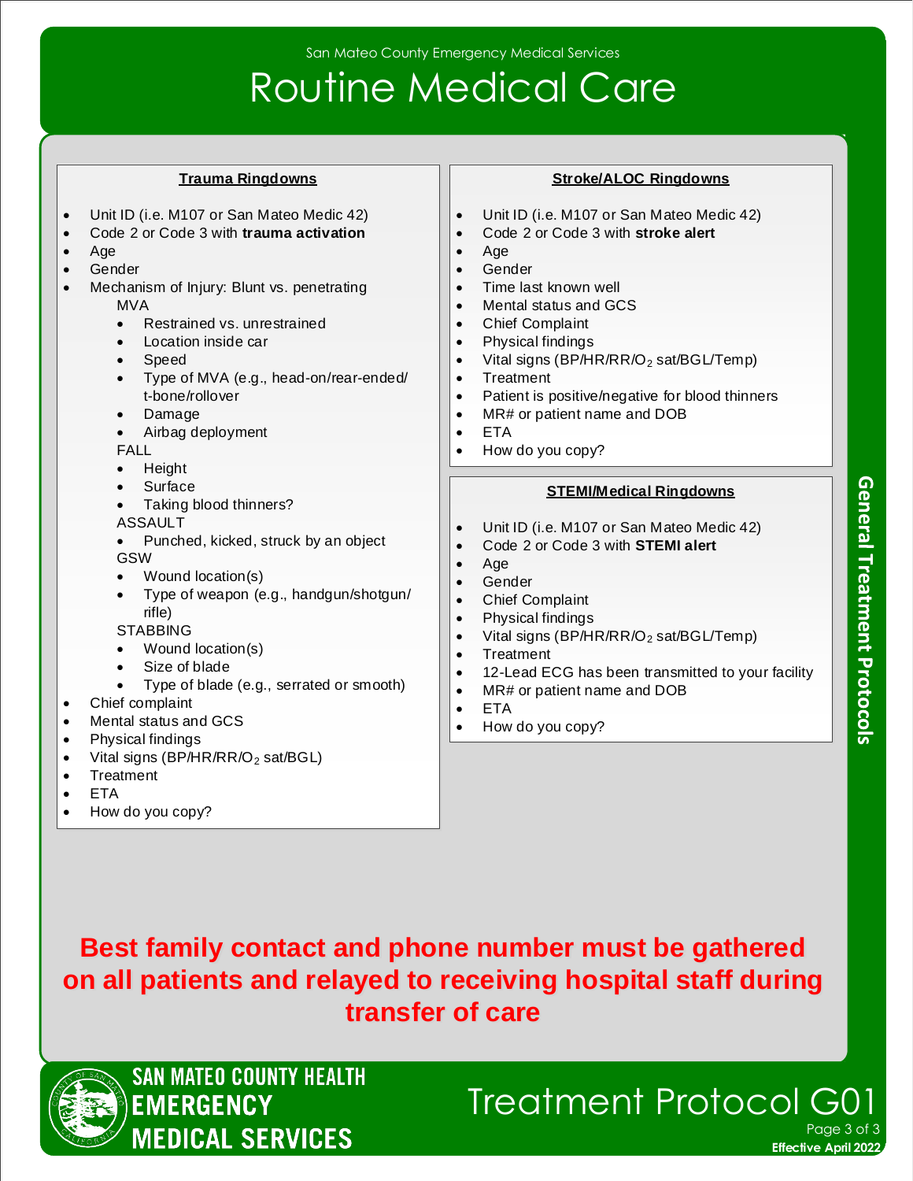# Routine Medical Care

San Mateo County Emergency Medical Services

## Trauma Ringdowns

- Unit ID (i.e. M107 or San Mateo Medic 42)
- Code 2 or Code 3 with **trauma activation**
- Age
- Gender
- Mechanism of Injury: Blunt vs. penetrating

  MVA
  - Restrained vs. unrestrained
  - Location inside car
  - Speed
  - Type of MVA (e.g., head-on/rear-ended/ t-bone/rollover
  - Damage
  - Airbag deployment

  FALL
  - Height
  - Surface
  - Taking blood thinners?

  ASSAULT
  - Punched, kicked, struck by an object

  GSW
  - Wound location(s)
  - Type of weapon (e.g., handgun/shotgun/ rifle)

  STABBING
  - Wound location(s)
  - Size of blade
  - Type of blade (e.g., serrated or smooth)
- Chief complaint
- Mental status and GCS
- Physical findings
- Vital signs (BP/HR/RR/$O_2$ sat/BGL)
- Treatment
- ETA
- How do you copy?

## Stroke/ALOC Ringdowns

- Unit ID (i.e. M107 or San Mateo Medic 42)
- Code 2 or Code 3 with **stroke alert**
- Age
- Gender
- Time last known well
- Mental status and GCS
- Chief Complaint
- Physical findings
- Vital signs (BP/HR/RR/$O_2$ sat/BGL/Temp)
- Treatment
- Patient is positive/negative for blood thinners
- MR# or patient name and DOB
- ETA
- How do you copy?

## STEMI/Medical Ringdowns

- Unit ID (i.e. M107 or San Mateo Medic 42)
- Code 2 or Code 3 with **STEMI alert**
- Age
- Gender
- Chief Complaint
- Physical findings
- Vital signs (BP/HR/RR/$O_2$ sat/BGL/Temp)
- Treatment
- 12-Lead ECG has been transmitted to your facility
- MR# or patient name and DOB
- ETA
- How do you copy?

**Best family contact and phone number must be gathered on all patients and relayed to receiving hospital staff during transfer of care**

General Treatment Protocols

SAN MATEO COUNTY HEALTH EMERGENCY MEDICAL SERVICES

Treatment Protocol G01

Effective April 2022